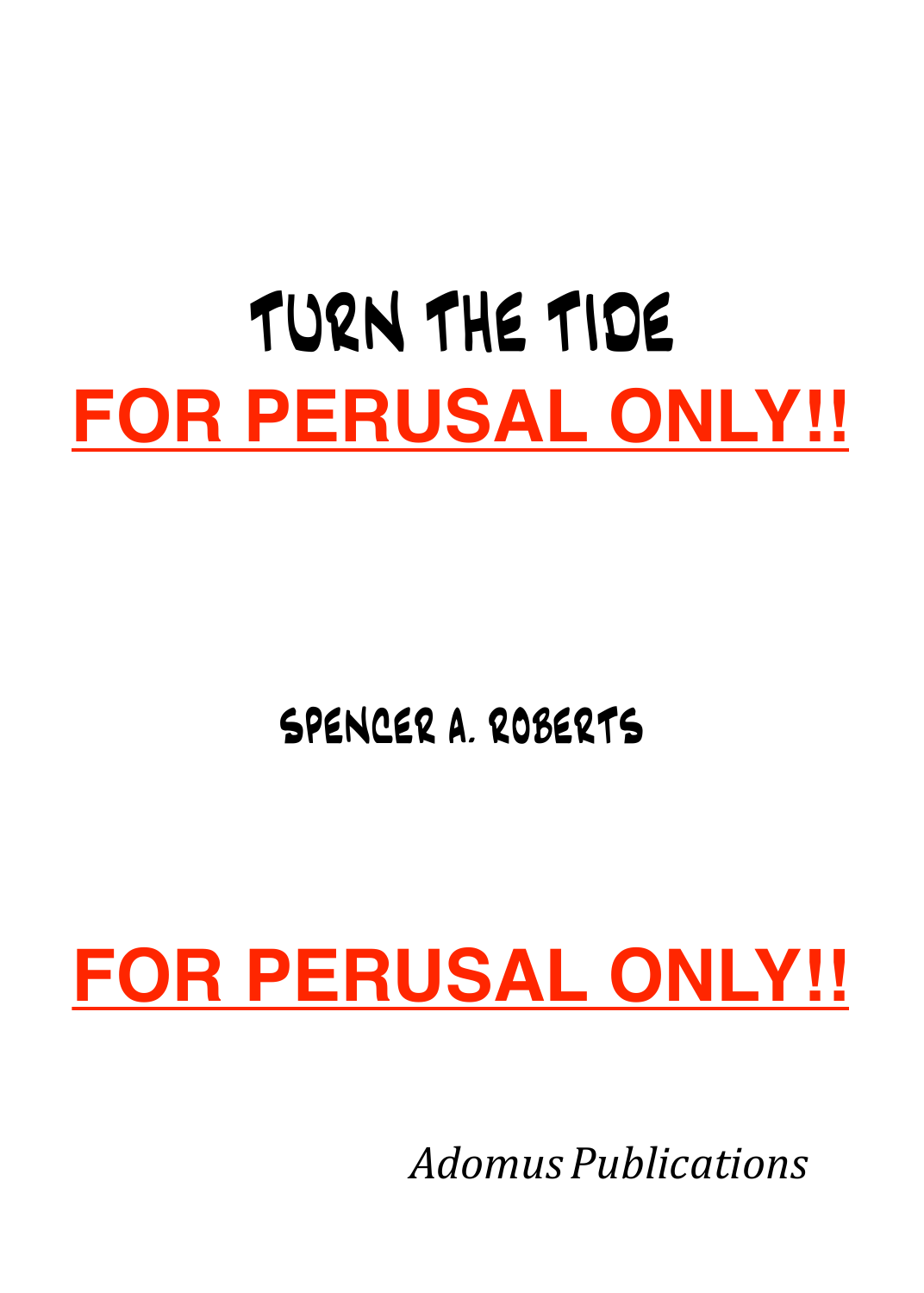# TURN THE TIDE

**FOR PERUSAL ONLY!!**

SPENCER A. ROBERTS

**FOR PERUSAL ONLY!!**

*Adomus Publications*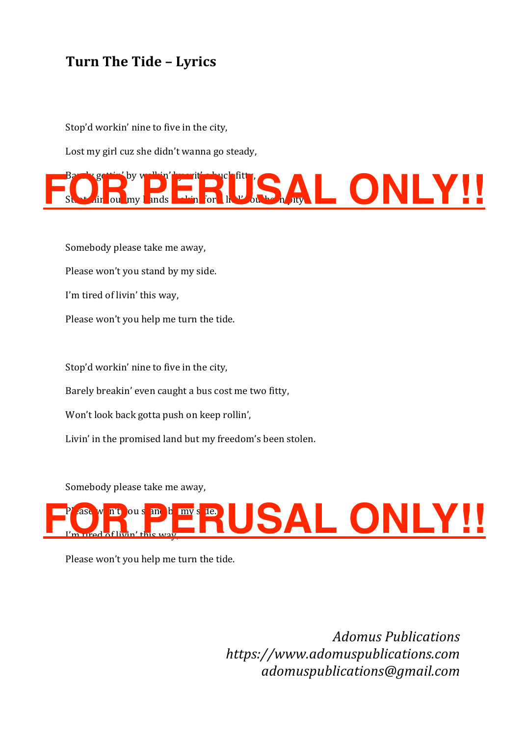**Turn The Tide – Lyrics**

Stop'd workin' nine to five in the city,

Lost my girl cuz she didn't wanna go steady,

Barely gettin' by walkin' but it's a buck fitty,

Stretchin' out my hands lookin' for a lil' out of pity.

Somebody please take me away,

Please won't you stand by my side.

I'm tired of livin' this way,

Please won't you help me turn the tide.

Stop'd workin' nine to five in the city,

Barely breakin' even caught a bus cost me two fitty,

Won't look back gotta push on keep rollin',

Livin' in the promised land but my freedom's been stolen.

Somebody please take me away,

Please won't you stand by my side.

I'm tired of livin' this way,

Please won't you help me turn the tide.

*Adomus Publications*
*https://www.adomuspublications.com*
*adomuspublications@gmail.com*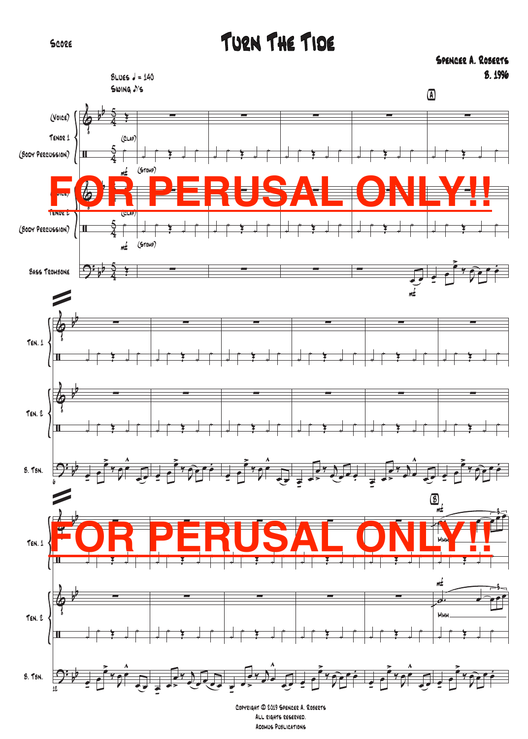Score

# Turn The Tide

Spencer A. Roberts
B. 1996

Blues ♩ = 140
Swing ♪'s

FOR PERUSAL ONLY!!

FOR PERUSAL ONLY!!

Copyright © 2019 Spencer A. Roberts
All rights reserved.
Addmus Publications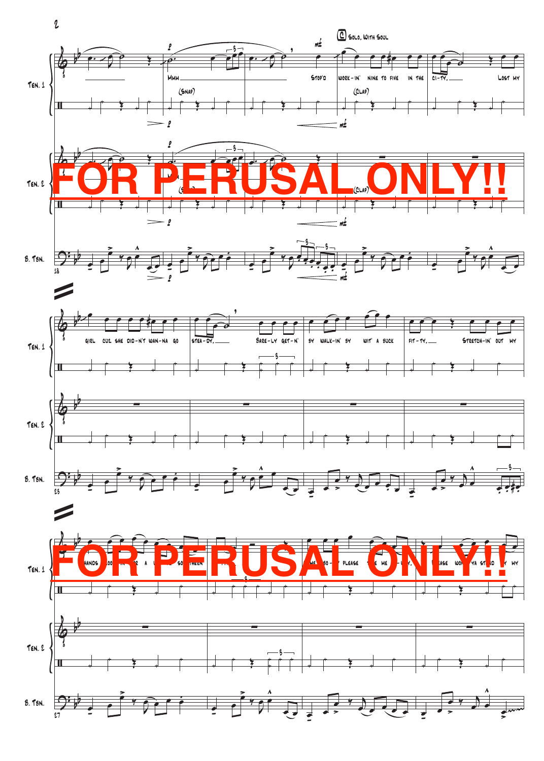**C** Solo, With Soul

FOR PERUSAL ONLY!!

Ten. 1: Mmm ___ Stop'd work-in' nine to five in the ci-ty, ___ Lost my girl cuz she did-n't wan-na go stea-dy, ___ Bare-ly get-n' by walk-in' by wit' a buck fif-ty, ___ Stretch-in' out my hands ... please ... me ... please won' ya ... my

(Snap) (Clap)

Ten. 2

B. Tbn.

FOR PERUSAL ONLY!!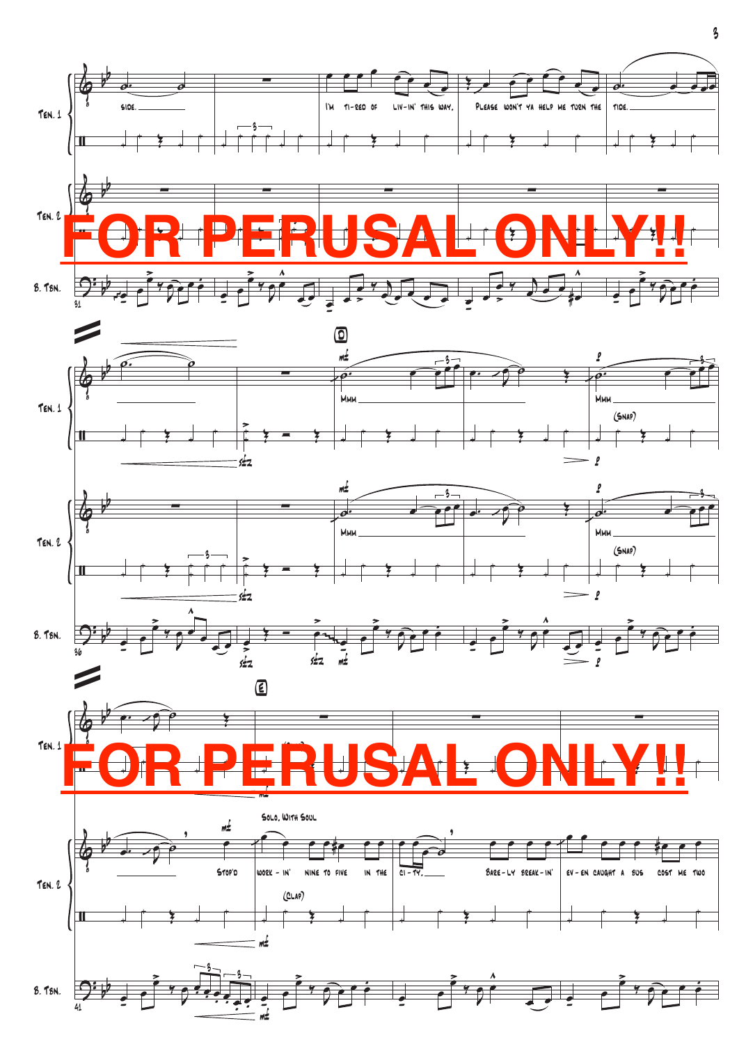**FOR PERUSAL ONLY!!**

Ten. 1: side. — I'm ti-red of liv-in' this way. Please won't ya help me turn the tide.

Ten. 2

B. Tbn.

**D**

Ten. 1: *mf* Mmm — *p* Mmm — (Snap)

Ten. 2: *mf* Mmm — *p* Mmm — (Snap)

B. Tbn.: *sfz* *sfz* *mf* *p*

**FOR PERUSAL ONLY!!**

**E**

Ten. 1

Ten. 2: Solo, with Soul — *mf* Stop'd work - in' nine to five in the ci - ty, — Bare - ly break - in' ev - en caught a bus cost me two (Clap)

B. Tbn.: *mf*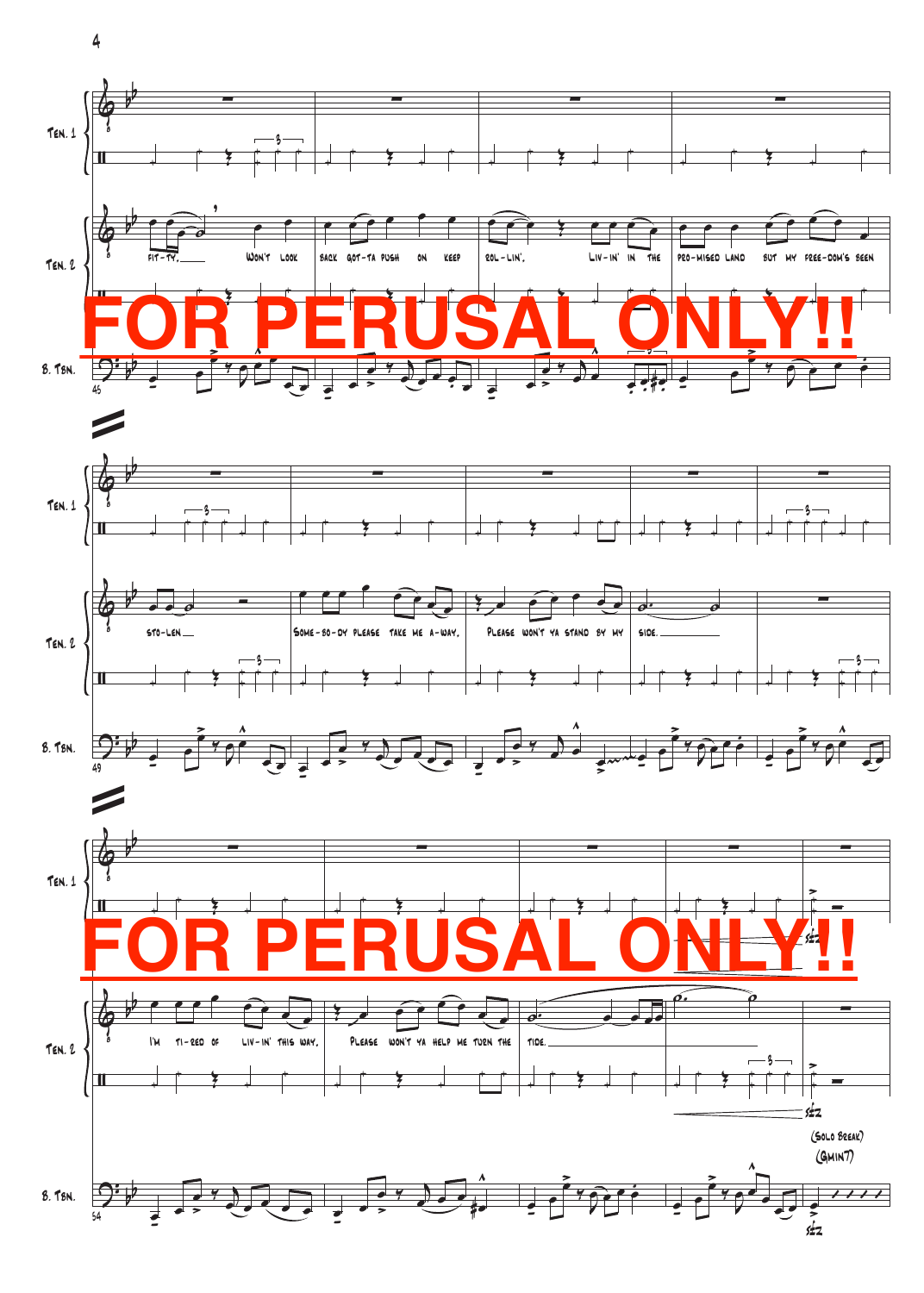Ten. 1

Ten. 2

fit-ty, won't look back got-ta push on keep rol-lin', liv-in' in the pro-mised land but my free-dom's been

FOR PERUSAL ONLY!!

B. Tbn.

Ten. 1

Ten. 2

sto-len some-bo-dy please take me a-way, please won't ya stand by my side.

B. Tbn.

Ten. 1

FOR PERUSAL ONLY!!

Ten. 2

I'm ti-red of liv-in' this way, please won't ya help me turn the tide.

sfz

(Solo Break)

(Gmin7)

B. Tbn.

sfz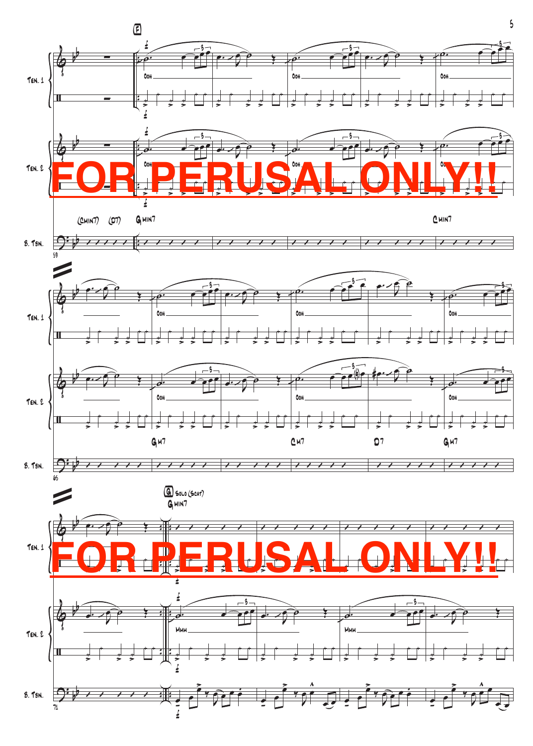FOR PERUSAL ONLY!!

FOR PERUSAL ONLY!!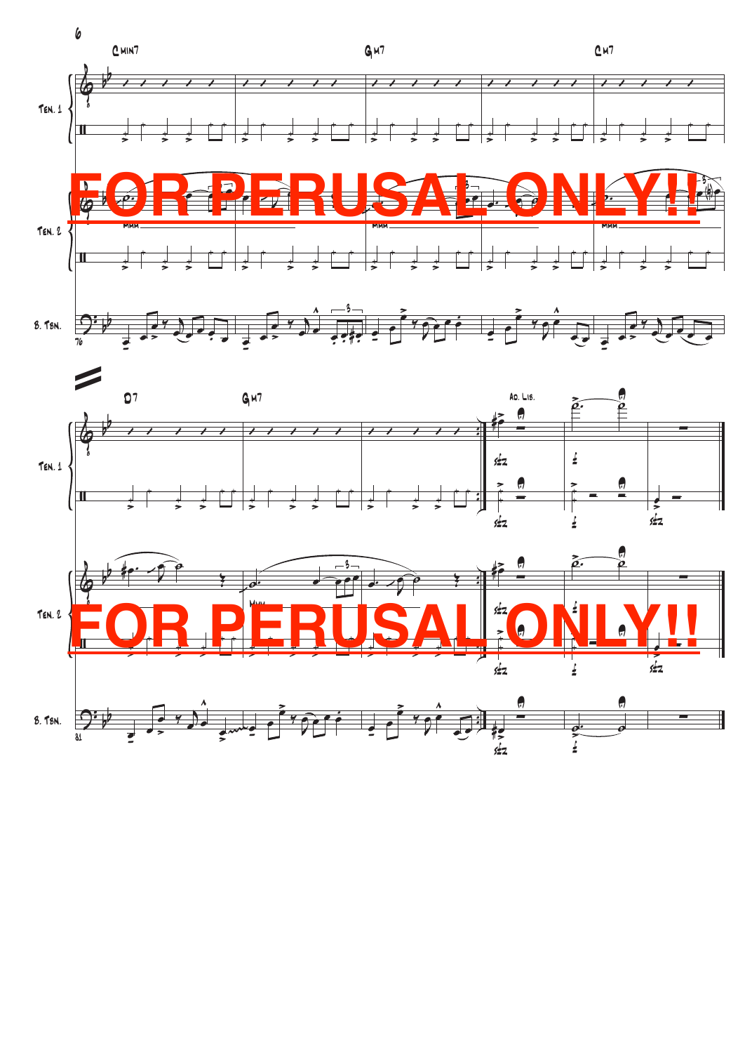CMIN7

GM7

CM7

TEN. 1

FOR PERUSAL ONLY!!

MMM

MMM

MMM

TEN. 2

B. TBN.

D7

GM7

AD. LIB.

TEN. 1

SFZ

TEN. 2

FOR PERUSAL ONLY!!

MMM

B. TBN.